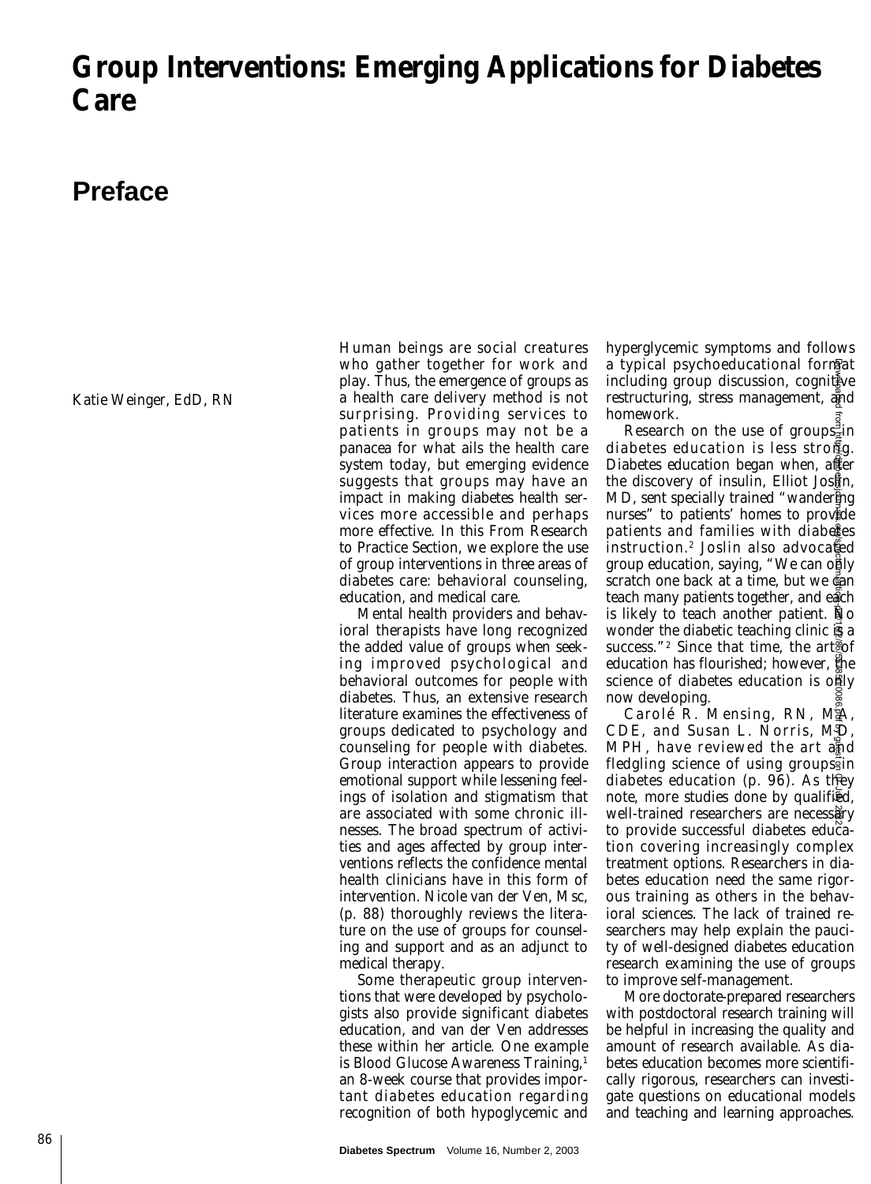# Group Interventions: Emerging Applications for Diabetes Care

## Preface

Katie Weinger, EdD, RN

Human beings are social creatures who gather together for work and play. Thus, the emergence of groups as a health care delivery method is not surprising. Providing services to patients in groups may not be a panacea for what ails the health care system today, but emerging evidence suggests that groups may have an impact in making diabetes health services more accessible and perhaps more effective. In this From Research to Practice Section, we explore the use of group interventions in three areas of diabetes care: behavioral counseling, education, and medical care.

Mental health providers and behavioral therapists have long recognized the added value of groups when seeking improved psychological and behavioral outcomes for people with diabetes. Thus, an extensive research literature examines the effectiveness of groups dedicated to psychology and counseling for people with diabetes. Group interaction appears to provide emotional support while lessening feelings of isolation and stigmatism that are associated with some chronic illnesses. The broad spectrum of activities and ages affected by group interventions reflects the confidence mental health clinicians have in this form of intervention. Nicole van der Ven, Msc, (p. 88) thoroughly reviews the literature on the use of groups for counseling and support and as an adjunct to medical therapy.

Some therapeutic group interventions that were developed by psychologists also provide significant diabetes education, and van der Ven addresses these within her article. One example is Blood Glucose Awareness Training,[1] an 8-week course that provides important diabetes education regarding recognition of both hypoglycemic and hyperglycemic symptoms and follows a typical psychoeducational format including group discussion, cognitive restructuring, stress management, and homework.

Research on the use of groups in diabetes education is less strong. Diabetes education began when, after the discovery of insulin, Elliot Joslin, MD, sent specially trained "wandering nurses" to patients' homes to provide patients and families with diabetes instruction.[2] Joslin also advocated group education, saying, "We can only scratch one back at a time, but we can teach many patients together, and each is likely to teach another patient. No wonder the diabetic teaching clinic is a success."[2] Since that time, the art of education has flourished; however, the science of diabetes education is only now developing.

Carolé R. Mensing, RN, MA, CDE, and Susan L. Norris, MD, MPH, have reviewed the art and fledgling science of using groups in diabetes education (p. 96). As they note, more studies done by qualified, well-trained researchers are necessary to provide successful diabetes education covering increasingly complex treatment options. Researchers in diabetes education need the same rigorous training as others in the behavioral sciences. The lack of trained researchers may help explain the paucity of well-designed diabetes education research examining the use of groups to improve self-management.

More doctorate-prepared researchers with postdoctoral research training will be helpful in increasing the quality and amount of research available. As diabetes education becomes more scientifically rigorous, researchers can investigate questions on educational models and teaching and learning approaches.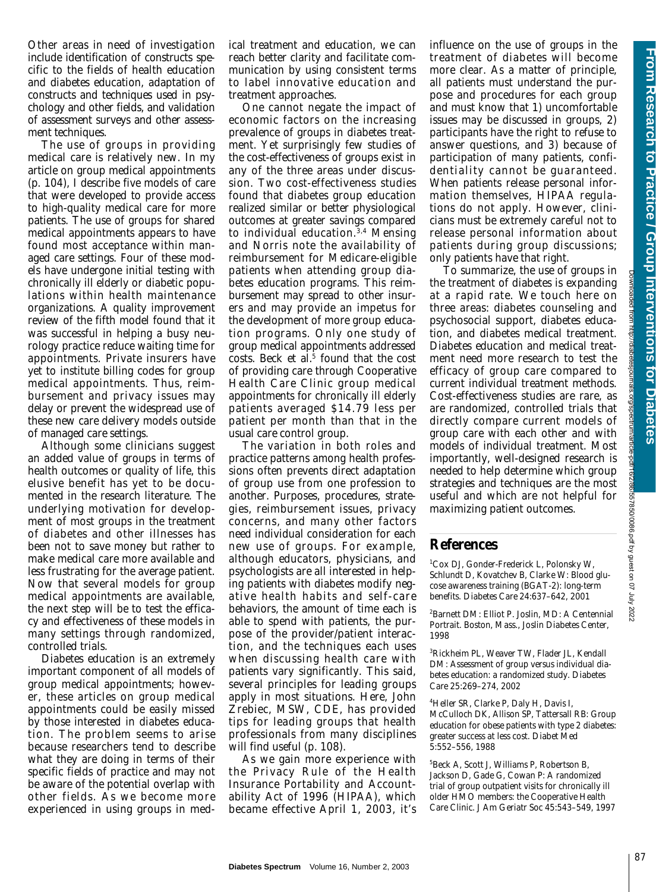Other areas in need of investigation include identification of constructs specific to the fields of health education and diabetes education, adaptation of constructs and techniques used in psychology and other fields, and validation of assessment surveys and other assessment techniques.

The use of groups in providing medical care is relatively new. In my article on group medical appointments (p. 104), I describe five models of care that were developed to provide access to high-quality medical care for more patients. The use of groups for shared medical appointments appears to have found most acceptance within managed care settings. Four of these models have undergone initial testing with chronically ill elderly or diabetic populations within health maintenance organizations. A quality improvement review of the fifth model found that it was successful in helping a busy neurology practice reduce waiting time for appointments. Private insurers have yet to institute billing codes for group medical appointments. Thus, reimbursement and privacy issues may delay or prevent the widespread use of these new care delivery models outside of managed care settings.

Although some clinicians suggest an added value of groups in terms of health outcomes or quality of life, this elusive benefit has yet to be documented in the research literature. The underlying motivation for development of most groups in the treatment of diabetes and other illnesses has been not to save money but rather to make medical care more available and less frustrating for the average patient. Now that several models for group medical appointments are available, the next step will be to test the efficacy and effectiveness of these models in many settings through randomized, controlled trials.

Diabetes education is an extremely important component of all models of group medical appointments; however, these articles on group medical appointments could be easily missed by those interested in diabetes education. The problem seems to arise because researchers tend to describe what they are doing in terms of their specific fields of practice and may not be aware of the potential overlap with other fields. As we become more experienced in using groups in medical treatment and education, we can reach better clarity and facilitate communication by using consistent terms to label innovative education and treatment approaches.

One cannot negate the impact of economic factors on the increasing prevalence of groups in diabetes treatment. Yet surprisingly few studies of the cost-effectiveness of groups exist in any of the three areas under discussion. Two cost-effectiveness studies found that diabetes group education realized similar or better physiological outcomes at greater savings compared to individual education.[3,4] Mensing and Norris note the availability of reimbursement for Medicare-eligible patients when attending group diabetes education programs. This reimbursement may spread to other insurers and may provide an impetus for the development of more group education programs. Only one study of group medical appointments addressed costs. Beck et al.[5] found that the cost of providing care through Cooperative Health Care Clinic group medical appointments for chronically ill elderly patients averaged $14.79 less per patient per month than that in the usual care control group.

The variation in both roles and practice patterns among health professions often prevents direct adaptation of group use from one profession to another. Purposes, procedures, strategies, reimbursement issues, privacy concerns, and many other factors need individual consideration for each new use of groups. For example, although educators, physicians, and psychologists are all interested in helping patients with diabetes modify negative health habits and self-care behaviors, the amount of time each is able to spend with patients, the purpose of the provider/patient interaction, and the techniques each uses when discussing health care with patients vary significantly. This said, several principles for leading groups apply in most situations. Here, John Zrebiec, MSW, CDE, has provided tips for leading groups that health professionals from many disciplines will find useful (p. 108).

As we gain more experience with the Privacy Rule of the Health Insurance Portability and Accountability Act of 1996 (HIPAA), which became effective April 1, 2003, it's influence on the use of groups in the treatment of diabetes will become more clear. As a matter of principle, all patients must understand the purpose and procedures for each group and must know that 1) uncomfortable issues may be discussed in groups, 2) participants have the right to refuse to answer questions, and 3) because of participation of many patients, confidentiality cannot be guaranteed. When patients release personal information themselves, HIPAA regulations do not apply. However, clinicians must be extremely careful not to release personal information about patients during group discussions; only patients have that right.

To summarize, the use of groups in the treatment of diabetes is expanding at a rapid rate. We touch here on three areas: diabetes counseling and psychosocial support, diabetes education, and diabetes medical treatment. Diabetes education and medical treatment need more research to test the efficacy of group care compared to current individual treatment methods. Cost-effectiveness studies are rare, as are randomized, controlled trials that directly compare current models of group care with each other and with models of individual treatment. Most importantly, well-designed research is needed to help determine which group strategies and techniques are the most useful and which are not helpful for maximizing patient outcomes.

## References

[1]Cox DJ, Gonder-Frederick L, Polonsky W, Schlundt D, Kovatchev B, Clarke W: Blood glucose awareness training (BGAT-2): long-term benefits. *Diabetes Care* 24:637–642, 2001

[2]Barnett DM: *Elliot P. Joslin, MD: A Centennial Portrait*. Boston, Mass., Joslin Diabetes Center, 1998

[3]Rickheim PL, Weaver TW, Flader JL, Kendall DM: Assessment of group versus individual diabetes education: a randomized study. *Diabetes Care* 25:269–274, 2002

[4]Heller SR, Clarke P, Daly H, Davis I, McCulloch DK, Allison SP, Tattersall RB: Group education for obese patients with type 2 diabetes: greater success at less cost. *Diabet Med* 5:552–556, 1988

[5]Beck A, Scott J, Williams P, Robertson B, Jackson D, Gade G, Cowan P: A randomized trial of group outpatient visits for chronically ill older HMO members: the Cooperative Health Care Clinic. *J Am Geriatr Soc* 45:543–549, 1997